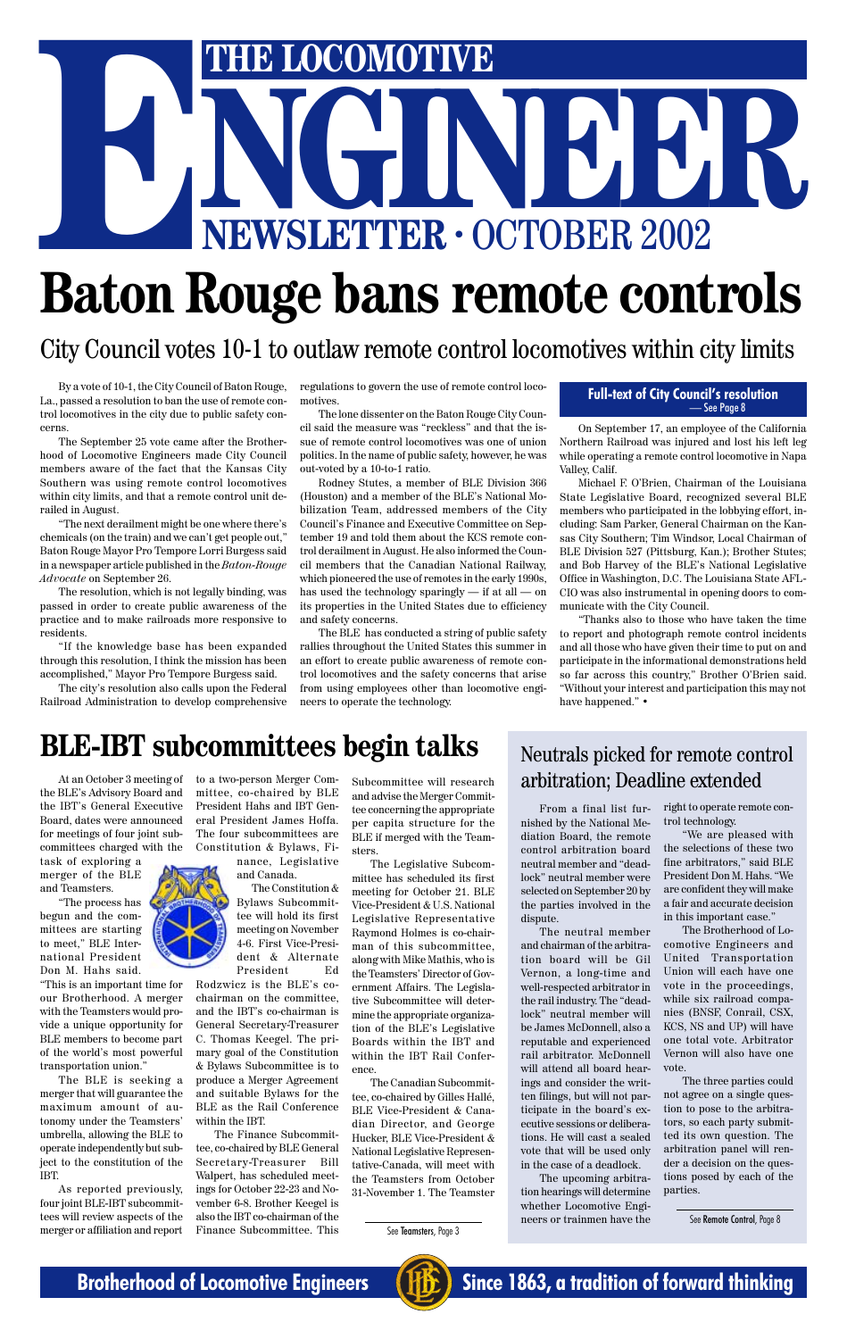# THE LOCOMOTIVE ENGINEER NEWSLETTER · OCTOBER 2002

# Baton Rouge bans remote controls

## City Council votes 10-1 to outlaw remote control locomotives within city limits

By a vote of 10-1, the City Council of Baton Rouge, La., passed a resolution to ban the use of remote control locomotives in the city due to public safety concerns.

The September 25 vote came after the Brotherhood of Locomotive Engineers made City Council members aware of the fact that the Kansas City Southern was using remote control locomotives within city limits, and that a remote control unit derailed in August.

"The next derailment might be one where there's chemicals (on the train) and we can't get people out," Baton Rouge Mayor Pro Tempore Lorri Burgess said in a newspaper article published in the *Baton-Rouge Advocate* on September 26.

The resolution, which is not legally binding, was passed in order to create public awareness of the practice and to make railroads more responsive to residents.

"If the knowledge base has been expanded through this resolution, I think the mission has been accomplished," Mayor Pro Tempore Burgess said.

The city's resolution also calls upon the Federal Railroad Administration to develop comprehensive regulations to govern the use of remote control locomotives.

The lone dissenter on the Baton Rouge City Council said the measure was "reckless" and that the issue of remote control locomotives was one of union politics. In the name of public safety, however, he was out-voted by a 10-to-1 ratio.

Rodney Stutes, a member of BLE Division 366 (Houston) and a member of the BLE's National Mobilization Team, addressed members of the City Council's Finance and Executive Committee on September 19 and told them about the KCS remote control derailment in August. He also informed the Council members that the Canadian National Railway, which pioneered the use of remotes in the early 1990s, has used the technology sparingly — if at all — on its properties in the United States due to efficiency and safety concerns.

The BLE has conducted a string of public safety rallies throughout the United States this summer in an effort to create public awareness of remote control locomotives and the safety concerns that arise from using employees other than locomotive engineers to operate the technology.

**Full-text of City Council's resolution** — See Page 8

On September 17, an employee of the California Northern Railroad was injured and lost his left leg while operating a remote control locomotive in Napa Valley, Calif.

Michael F. O'Brien, Chairman of the Louisiana State Legislative Board, recognized several BLE members who participated in the lobbying effort, including: Sam Parker, General Chairman on the Kansas City Southern; Tim Windsor, Local Chairman of BLE Division 527 (Pittsburg, Kan.); Brother Stutes; and Bob Harvey of the BLE's National Legislative Office in Washington, D.C. The Louisiana State AFL-CIO was also instrumental in opening doors to communicate with the City Council.

"Thanks also to those who have taken the time to report and photograph remote control incidents and all those who have given their time to put on and participate in the informational demonstrations held so far across this country," Brother O'Brien said. "Without your interest and participation this may not have happened." •

# BLE-IBT subcommittees begin talks

At an October 3 meeting of the BLE's Advisory Board and the IBT's General Executive Board, dates were announced for meetings of four joint subcommittees charged with the task of exploring a merger of the BLE and Teamsters.

"The process has begun and the committees are starting to meet," BLE International President Don M. Hahs said. "This is an important time for our Brotherhood. A merger with the Teamsters would provide a unique opportunity for BLE members to become part of the world's most powerful transportation union."

The BLE is seeking a merger that will guarantee the maximum amount of autonomy under the Teamsters' umbrella, allowing the BLE to operate independently but subject to the constitution of the IBT.

As reported previously, four joint BLE-IBT subcommittees will review aspects of the merger or affiliation and report to a two-person Merger Committee, co-chaired by BLE President Hahs and IBT General President James Hoffa. The four subcommittees are Constitution & Bylaws, Finance, Legislative and Canada.

The Constitution & Bylaws Subcommittee will hold its first meeting on November 4-6. First Vice-President & Alternate President Ed Rodzwicz is the BLE's co-chairman on the committee, and the IBT's co-chairman is General Secretary-Treasurer C. Thomas Keegel. The primary goal of the Constitution & Bylaws Subcommittee is to produce a Merger Agreement and suitable Bylaws for the BLE as the Rail Conference within the IBT.

The Finance Subcommittee, co-chaired by BLE General Secretary-Treasurer Bill Walpert, has scheduled meetings for October 22-23 and November 6-8. Brother Keegel is also the IBT co-chairman of the Finance Subcommittee. This Subcommittee will research and advise the Merger Committee concerning the appropriate per capita structure for the BLE if merged with the Teamsters.

The Legislative Subcommittee has scheduled its first meeting for October 21. BLE Vice-President & U.S. National Legislative Representative Raymond Holmes is co-chairman of this subcommittee, along with Mike Mathis, who is the Teamsters' Director of Government Affairs. The Legislative Subcommittee will determine the appropriate organization of the BLE's Legislative Boards within the IBT and within the IBT Rail Conference.

The Canadian Subcommittee, co-chaired by Gilles Hallé, BLE Vice-President & Canadian Director, and George Hucker, BLE Vice-President & National Legislative Representative-Canada, will meet with the Teamsters from October 31-November 1. The Teamster

See **Teamsters**, Page 3

## Neutrals picked for remote control arbitration; Deadline extended

From a final list furnished by the National Mediation Board, the remote control arbitration board neutral member and "deadlock" neutral member were selected on September 20 by the parties involved in the dispute.

The neutral member and chairman of the arbitration board will be Gil Vernon, a long-time and well-respected arbitrator in the rail industry. The "deadlock" neutral member will be James McDonnell, also a reputable and experienced rail arbitrator. McDonnell will attend all board hearings and consider the written filings, but will not participate in the board's executive sessions or deliberations. He will cast a sealed vote that will be used only in the case of a deadlock.

The upcoming arbitration hearings will determine whether Locomotive Engineers or trainmen have the right to operate remote control technology.

"We are pleased with the selections of these two fine arbitrators," said BLE President Don M. Hahs. "We are confident they will make a fair and accurate decision in this important case."

The Brotherhood of Locomotive Engineers and United Transportation Union will each have one vote in the proceedings, while six railroad companies (BNSF, Conrail, CSX, KCS, NS and UP) will have one total vote. Arbitrator Vernon will also have one vote.

The three parties could not agree on a single question to pose to the arbitrators, so each party submitted its own question. The arbitration panel will render a decision on the questions posed by each of the parties.

See **Remote Control**, Page 8

**Brotherhood of Locomotive Engineers** — **Since 1863, a tradition of forward thinking**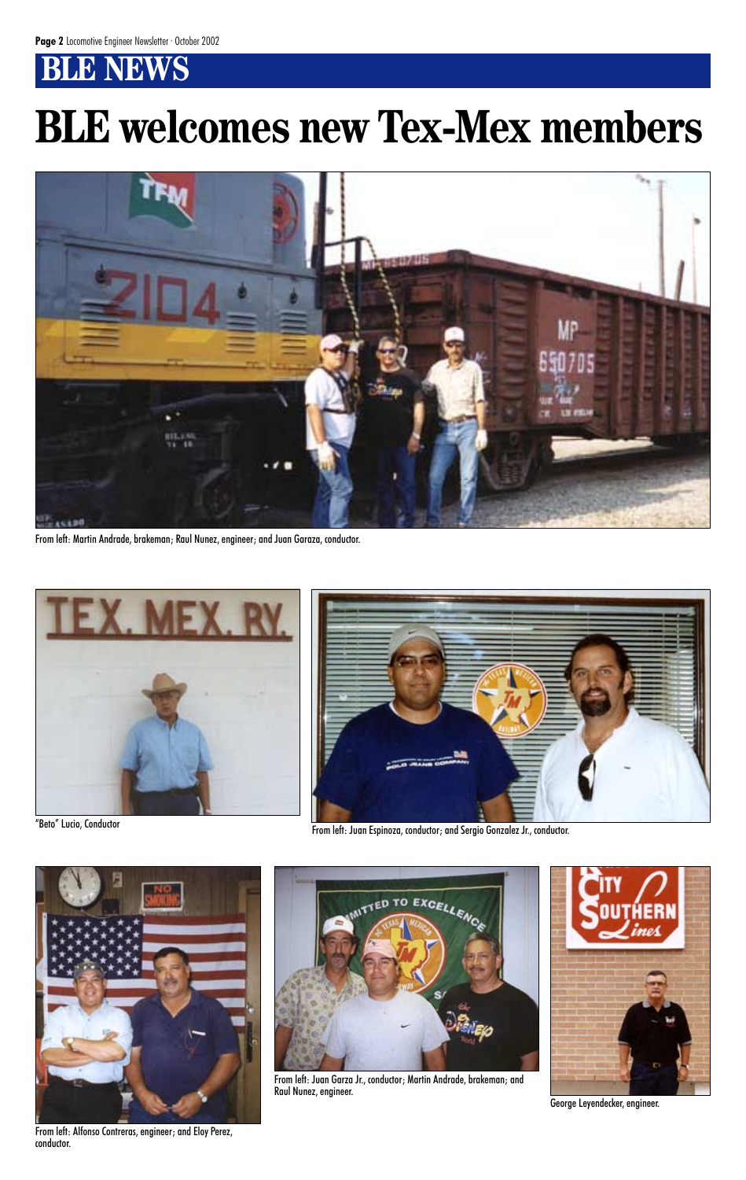## BLE NEWS

# BLE welcomes new Tex-Mex members

From left: Martin Andrade, brakeman; Raul Nunez, engineer; and Juan Garaza, conductor.

"Beto" Lucio, Conductor

From left: Juan Espinoza, conductor; and Sergio Gonzalez Jr., conductor.

From left: Alfonso Contreras, engineer; and Eloy Perez, conductor.

From left: Juan Garza Jr., conductor; Martin Andrade, brakeman; and Raul Nunez, engineer.

George Leyendecker, engineer.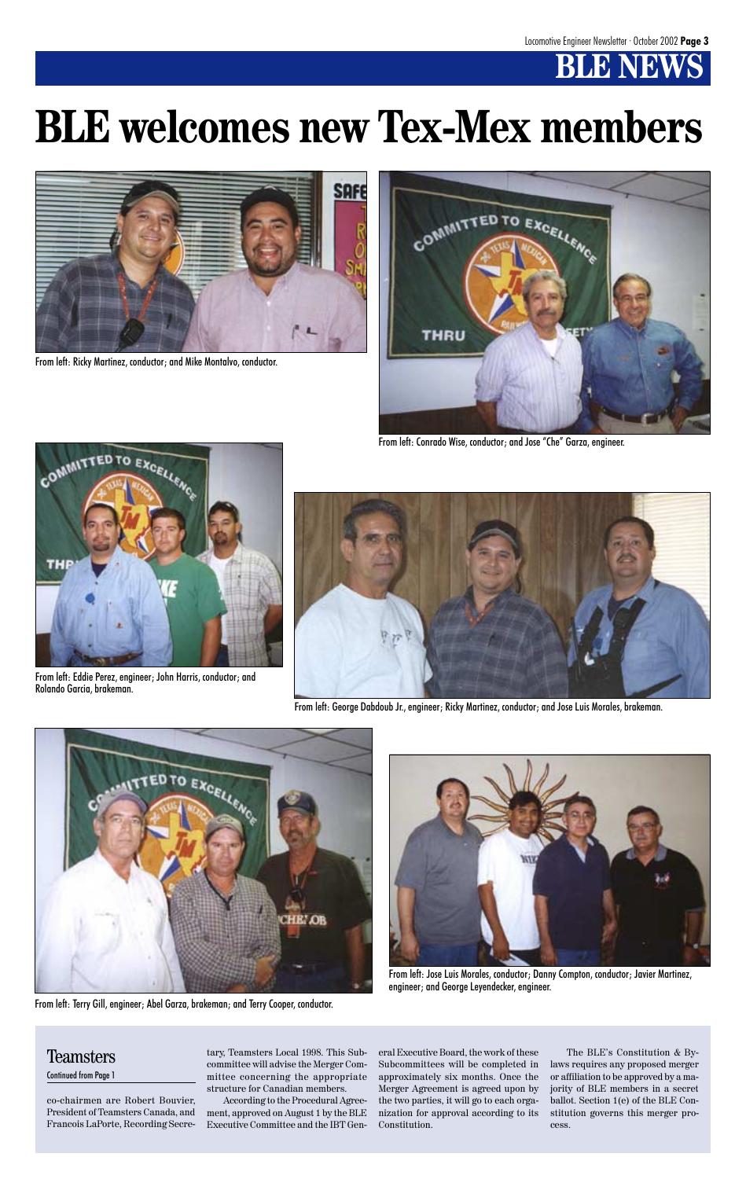# BLE welcomes new Tex-Mex members

From left: Ricky Martinez, conductor; and Mike Montalvo, conductor.

From left: Conrado Wise, conductor; and Jose "Che" Garza, engineer.

From left: Eddie Perez, engineer; John Harris, conductor; and Rolando Garcia, brakeman.

From left: George Dabdoub Jr., engineer; Ricky Martinez, conductor; and Jose Luis Morales, brakeman.

From left: Terry Gill, engineer; Abel Garza, brakeman; and Terry Cooper, conductor.

From left: Jose Luis Morales, conductor; Danny Compton, conductor; Javier Martinez, engineer; and George Leyendecker, engineer.

## Teamsters

Continued from Page 1

co-chairmen are Robert Bouvier, President of Teamsters Canada, and Francois LaPorte, Recording Secretary, Teamsters Local 1998. This Subcommittee will advise the Merger Committee concerning the appropriate structure for Canadian members.

According to the Procedural Agreement, approved on August 1 by the BLE Executive Committee and the IBT General Executive Board, the work of these Subcommittees will be completed in approximately six months. Once the Merger Agreement is agreed upon by the two parties, it will go to each organization for approval according to its Constitution.

The BLE's Constitution & Bylaws requires any proposed merger or affiliation to be approved by a majority of BLE members in a secret ballot. Section 1(e) of the BLE Constitution governs this merger process.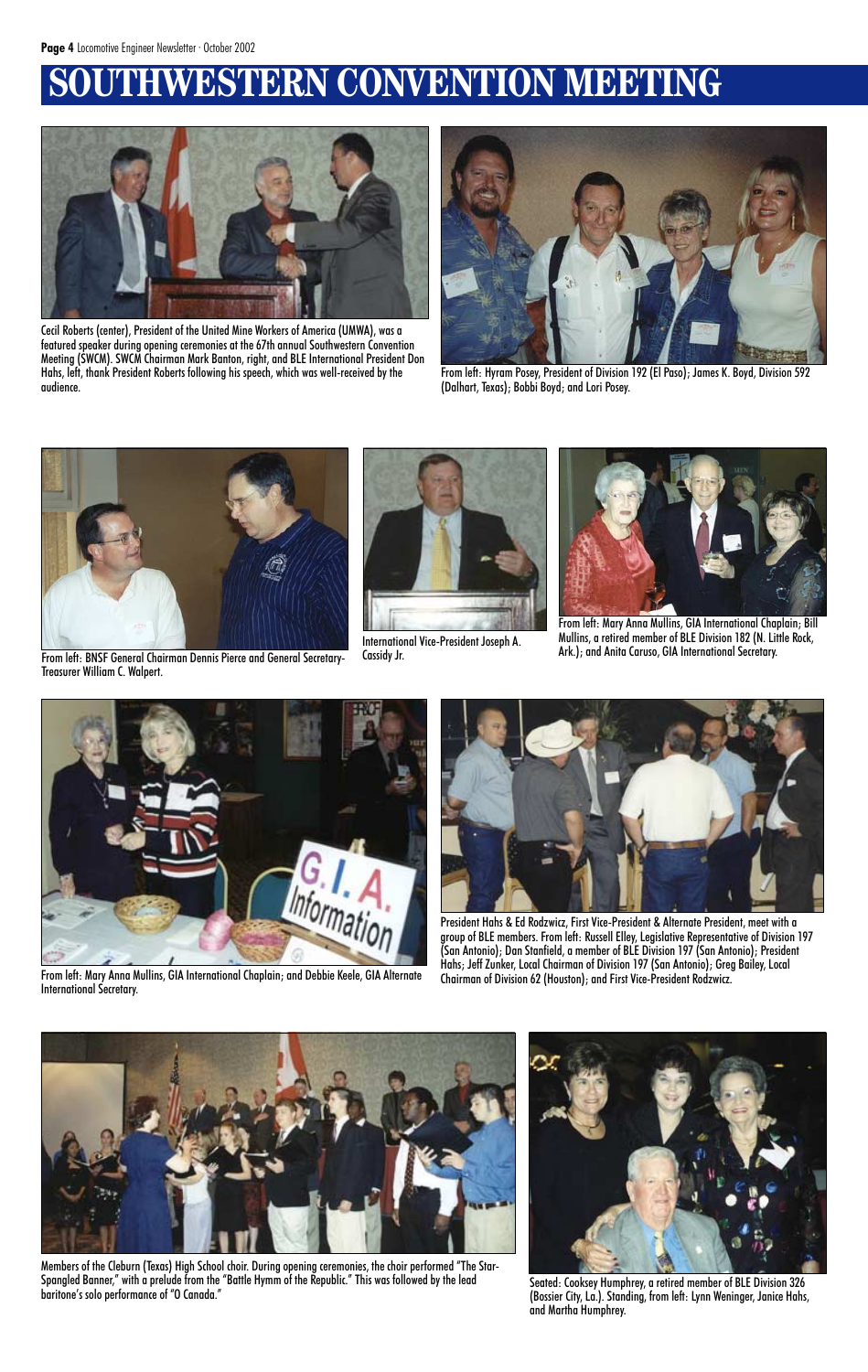# SOUTHWESTERN CONVENTION MEETING

Cecil Roberts (center), President of the United Mine Workers of America (UMWA), was a featured speaker during opening ceremonies at the 67th annual Southwestern Convention Meeting (SWCM). SWCM Chairman Mark Banton, right, and BLE International President Don Hahs, left, thank President Roberts following his speech, which was well-received by the audience.

From left: Hyram Posey, President of Division 192 (El Paso); James K. Boyd, Division 592 (Dalhart, Texas); Bobbi Boyd; and Lori Posey.

From left: BNSF General Chairman Dennis Pierce and General Secretary-Treasurer William C. Walpert.

International Vice-President Joseph A. Cassidy Jr.

From left: Mary Anna Mullins, GIA International Chaplain; Bill Mullins, a retired member of BLE Division 182 (N. Little Rock, Ark.); and Anita Caruso, GIA International Secretary.

From left: Mary Anna Mullins, GIA International Chaplain; and Debbie Keele, GIA Alternate International Secretary.

President Hahs & Ed Rodzwicz, First Vice-President & Alternate President, meet with a group of BLE members. From left: Russell Elley, Legislative Representative of Division 197 (San Antonio); Dan Stanfield, a member of BLE Division 197 (San Antonio); President Hahs; Jeff Zunker, Local Chairman of Division 197 (San Antonio); Greg Bailey, Local Chairman of Division 62 (Houston); and First Vice-President Rodzwicz.

Members of the Cleburn (Texas) High School choir. During opening ceremonies, the choir performed "The Star-Spangled Banner," with a prelude from the "Battle Hymn of the Republic." This was followed by the lead baritone's solo performance of "O Canada."

Seated: Cooksey Humphrey, a retired member of BLE Division 326 (Bossier City, La.). Standing, from left: Lynn Weninger, Janice Hahs, and Martha Humphrey.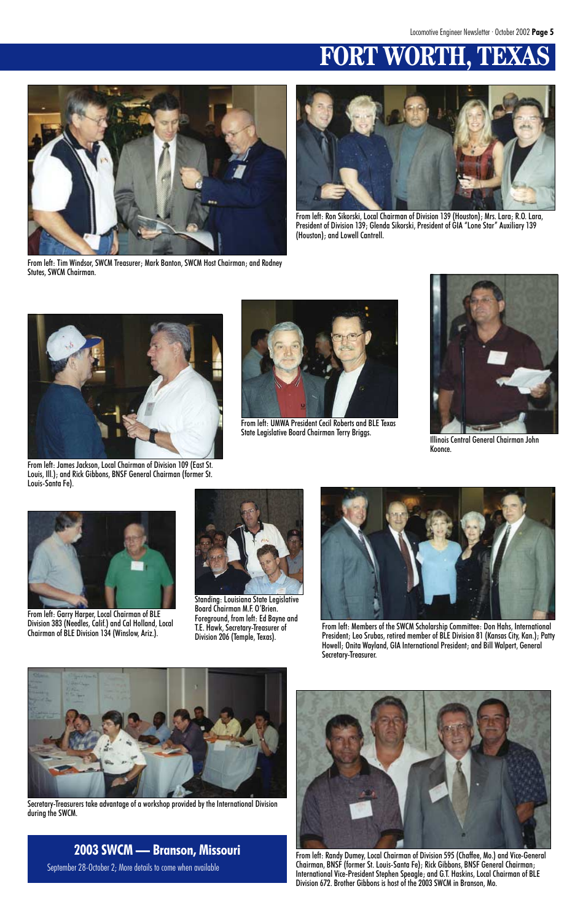# FORT WORTH, TEXAS

From left: Tim Windsor, SWCM Treasurer; Mark Banton, SWCM Host Chairman; and Rodney Stutes, SWCM Chairman.

From left: Ron Sikorski, Local Chairman of Division 139 (Houston); Mrs. Lara; R.O. Lara, President of Division 139; Glenda Sikorski, President of GIA "Lone Star" Auxiliary 139 (Houston); and Lowell Cantrell.

From left: James Jackson, Local Chairman of Division 109 (East St. Louis, Ill.); and Rick Gibbons, BNSF General Chairman (former St. Louis-Santa Fe).

From left: UMWA President Cecil Roberts and BLE Texas State Legislative Board Chairman Terry Briggs.

Illinois Central General Chairman John Koonce.

From left: Garry Harper, Local Chairman of BLE Division 383 (Needles, Calif.) and Cal Holland, Local Chairman of BLE Division 134 (Winslow, Ariz.).

Standing: Louisiana State Legislative Board Chairman M.F. O'Brien. Foreground, from left: Ed Bayne and T.E. Hawk, Secretary-Treasurer of Division 206 (Temple, Texas).

From left: Members of the SWCM Scholarship Committee: Don Hahs, International President; Leo Srubas, retired member of BLE Division 81 (Kansas City, Kan.); Patty Howell; Onita Wayland, GIA International President; and Bill Walpert, General Secretary-Treasurer.

Secretary-Treasurers take advantage of a workshop provided by the International Division during the SWCM.

From left: Randy Dumey, Local Chairman of Division 595 (Chaffee, Mo.) and Vice-General Chairman, BNSF (former St. Louis-Santa Fe); Rick Gibbons, BNSF General Chairman; International Vice-President Stephen Speagle; and G.T. Haskins, Local Chairman of BLE Division 672. Brother Gibbons is host of the 2003 SWCM in Branson, Mo.

## 2003 SWCM — Branson, Missouri

September 28-October 2; More details to come when available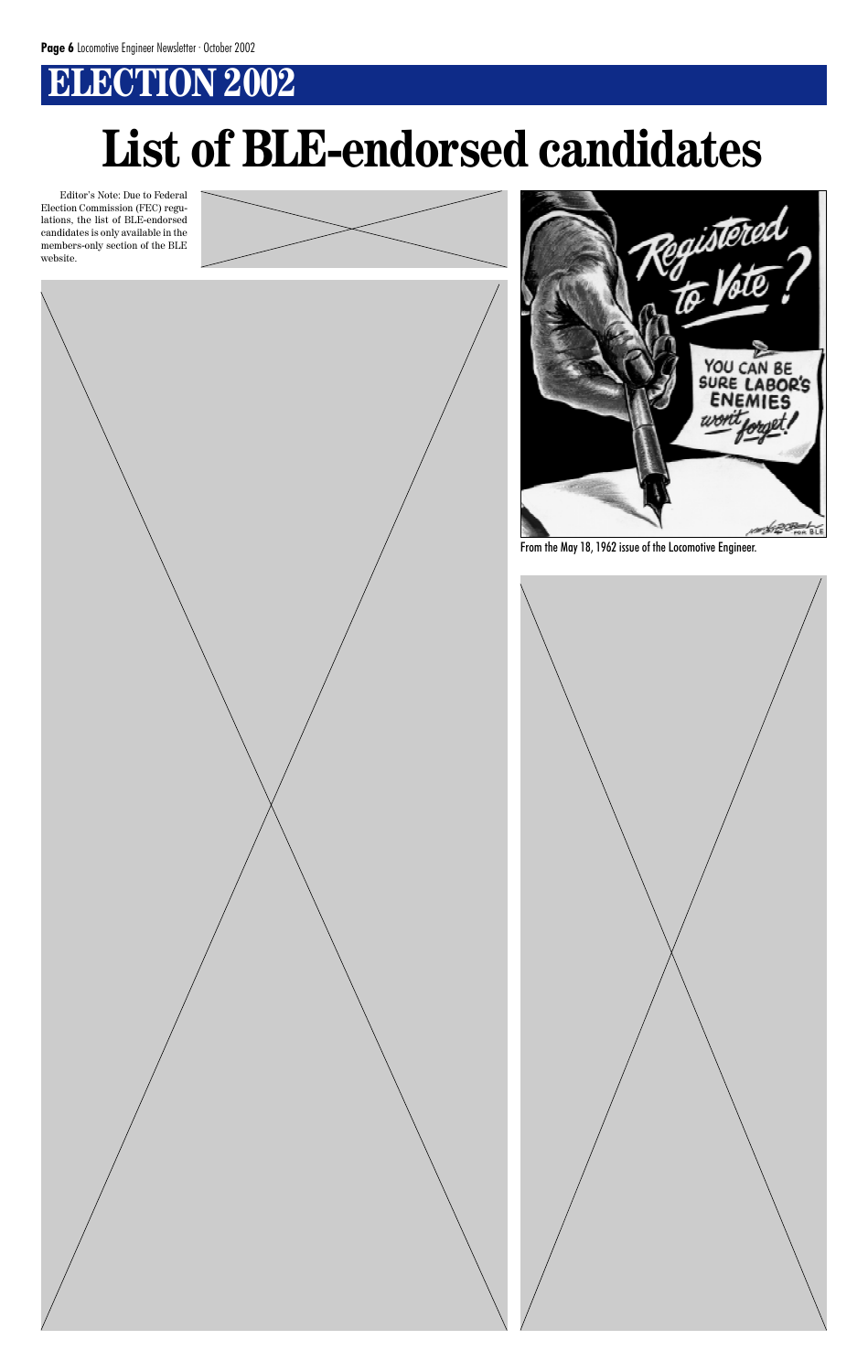# ELECTION 2002

# List of BLE-endorsed candidates

Editor's Note: Due to Federal Election Commission (FEC) regulations, the list of BLE-endorsed candidates is only available in the members-only section of the BLE website.

From the May 18, 1962 issue of the Locomotive Engineer.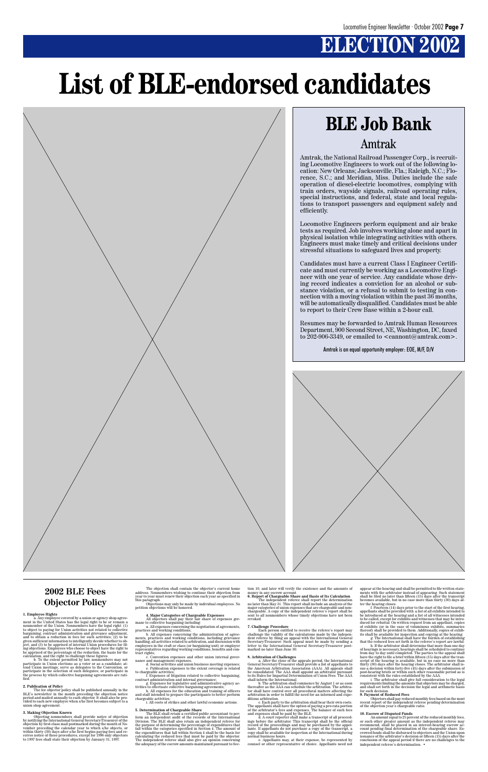# ELECTION 2002

# List of BLE-endorsed candidates

## BLE Job Bank

### Amtrak

Amtrak, the National Railroad Passenger Corp., is recruiting Locomotive Engineers to work out of the following location: New Orleans; Jacksonville, Fla.; Raleigh, N.C.; Florence, S.C.; and Meridian, Miss. Duties include the safe operation of diesel-electric locomotives, complying with train orders, wayside signals, railroad operating rules, special instructions, and federal, state and local regulations to transport passengers and equipment safely and efficiently.

Locomotive Engineers perform equipment and air brake tests as required. Job involves working alone and apart in physical isolation while integrating activities with others. Engineers must make timely and critical decisions under stressful situations to safeguard lives and property.

Candidates must have a current Class I Engineer Certificate and must currently be working as a Locomotive Engineer with one year of service. Any candidate whose driving record indicates a conviction for an alcohol or substance violation, or a refusal to submit to testing in connection with a moving violation within the past 36 months, will be automatically disqualified. Candidates must be able to report to their Crew Base within a 2-hour call.

Resumes may be forwarded to Amtrak Human Resources Department, 900 Second Street, NE, Washington, DC, faxed to 202-906-3349, or emailed to <cannont@amtrak.com>.

Amtrak is an equal opportunity employer: EOE, M/F, D/V

## 2002 BLE Fees Objector Policy

**1. Employee Rights**

a. Any employee covered by a union or agency shop agreement in the United States has the legal right to be or remain a nonmember of the Union. Nonmembers have the legal right: (1) to object to paying for Union activities not related to collective bargaining, contract administration and grievance adjustment, and to obtain a reduction in fees for such activities; (2) to be given sufficient information to intelligently decide whether to object; and (3) to be apprised of internal Union procedures for filing objections. Employees who choose to object have the right to be apprised of the percentage of the reduction, the basis for the calculation, and the right to challenge these figures.

b. To the extent permitted by law, nonmembers may not participate in Union elections as a voter or as a candidate; attend Union meetings; serve as delegates to the Convention, or participate in the selection of such delegates; or participate in the process by which collective bargaining agreements are ratified.

**2. Publication of Policy**

The fee objector policy shall be published annually in the BLE's newsletter in the month preceding the objection notice period and mailed annually to each objector. It shall also be provided to each new employee when s/he first becomes subject to a union shop agreement.

**3. Making Objection Known**

Objecting nonmembers shall provide notice of objection by notifying the International General Secretary-Treasurer of the objection by first-class mail postmarked during the month of November preceding the calendar year to which s/he objects, or within thirty (30) days after s/he first begins paying fees and receives notice of these procedures, except for 1996 only objectors to 1997 fees shall state their objection by January 31, 1997.

The objection shall contain the objector's current home address. Nonmembers wishing to continue their objection from year to year must renew their objection each year as specified in this paragraph.

Objections may only be made by individual employees. No petition objections will be honored.

**4. Major Categories of Chargeable Expenses**

All objectors shall pay their fair share of expenses germane to collective bargaining including:

a. All expenses concerning the negotiation of agreements, practices and working conditions;

b. All expenses concerning the administration of agreements, practices and working conditions, including grievance handling, all activities related to arbitration, and discussion with employees in the craft or class (or bargaining unit) or employer representatives regarding working conditions, benefits and contract rights;

c. Convention expenses and other union internal governance and management expenses;

d. Social activities and union business meeting expenses;

e. Publication expenses to the extent coverage is related to chargeable activities;

f. Expenses of litigation related to collective bargaining, contract administration and internal governance;

g. Expenses for legislative and administrative agency activities to effectuate collective bargaining agreements;

h. All expenses for the education and training of officers and staff intended to prepare the participants to better perform chargeable activities;

i. All costs of strikes and other lawful economic actions.

**5. Determination of Chargeable Share**

The BLE shall retain a certified public accountant to perform an independent audit of the records of the International Division. The BLE shall also retain an independent referee for the purpose of determining the percentage of expenditures that fall within the categories specified in Section 4. The amount of the expenditures that fall within Section 4 shall be the basis for calculating the reduced fees that must be paid by the objector. The independent referee shall also give an opinion concerning the adequacy of the escrow amounts maintained pursuant to Section 10, and later will verify the existence and the amounts of money in any escrow account.

**6. Report of Chargeable Share and Basis of Its Calculation**

The independent referee shall report the determination no later than May 31. This report shall include an analysis of the major categories of union expenses that are chargeable and nonchargeable. A copy of the independent referee's report shall be sent to all nonmembers whose timely objections have not been revoked.

**7. Challenge Procedure**

Each person entitled to receive the referee's report may challenge the validity of the calculations made by the independent referee by filing an appeal with the International General Secretary-Treasurer. Such appeal must be made by sending a letter to the International General Secretary-Treasurer postmarked no later than June 30.

**8. Arbitration of Challenges**

a. After the close of the appeals period, the International General Secretary-Treasurer shall provide a list of appellants to the American Arbitration Association (AAA). All appeals shall be consolidated. The AAA shall appoint an arbitrator pursuant to its Rules for Impartial Determination of Union Fees. The AAA shall inform the International.

b. The arbitration shall commence by August 1 or as soon thereafter as the AAA can schedule the arbitration. The arbitrator shall have control over all procedural matters affecting the arbitration in order to fulfill the need for an informed and expeditious arbitration.

c. Each party to the arbitration shall bear their own costs. The appellants shall have the option of paying a pro-rata portion of the arbitrator's fees and expenses. The balance of such fees and expenses shall be paid by the BLE.

d. A court reporter shall make a transcript of all proceedings before the arbitrator. This transcript shall be the official record of the proceedings and may be purchased by the appellants. If appellants do not purchase a copy of the transcript, a copy shall be available for inspection at the International during normal business hours.

e. Appellants may, at their expense, be represented by counsel or other representative of choice. Appellants need not appear at the hearing and shall be permitted to file written statements with the arbitrator instead of appearing. Such statement shall be filed no later than fifteen (15) days after the transcript becomes available, but in no case more than thirty (30) days after the hearing closes.

f. Fourteen (14) days prior to the start of the first hearing, appellants shall be provided with a list of all exhibits intended to be introduced at the hearing and a list of all witnesses intended to be called, except for exhibits and witnesses that may be introduced for rebuttal. On written request from an appellant, copies of exhibits (or in the case of voluminous exhibits, summaries thereof) shall be provided to them. Additionally, copies of exhibits shall be available for inspection and copying at the hearing.

g. The International shall have the burden of establishing that the reduced fees set forth in the referee's report are lawful.

h. If the arbitrator shall determine that more than one day of hearings is necessary, hearings shall be scheduled to continue from day to day until completed. The parties to the appeal shall have the right to file a brief within fifteen (15) days after the transcript of the hearing is available, but in no case no more than thirty (30) days after the hearing closes. The arbitrator shall issue a decision within forty-five (45) days after the submission of post-hearing briefs or within such other reasonable period as is consistent with the rules established by the AAA.

i. The arbitrator shall give full consideration to the legal requirements limiting the amounts that objectors may be charged, and shall set forth in the decision the legal and arithmetic basis for such decision.

**9. Payment of Reduced Fees**

Objectors shall pay reduced monthly fees based on the most recent report of the independent referee pending determination of the objection year's chargeable ratio.

**10. Escrow of Disputed Funds**

An amount equal to 25 percent of the reduced monthly fees, or such other greater amount as the independent referee may recommend, shall be placed in an interest-bearing escrow account pending final determination of the chargeable share. Escrowed funds shall be disbursed to objectors and the Union upon issuance of the arbitrator's decision or fifteen (15) days after the conclusion of the appeal period if there are no challenges to the independent referee's determination. •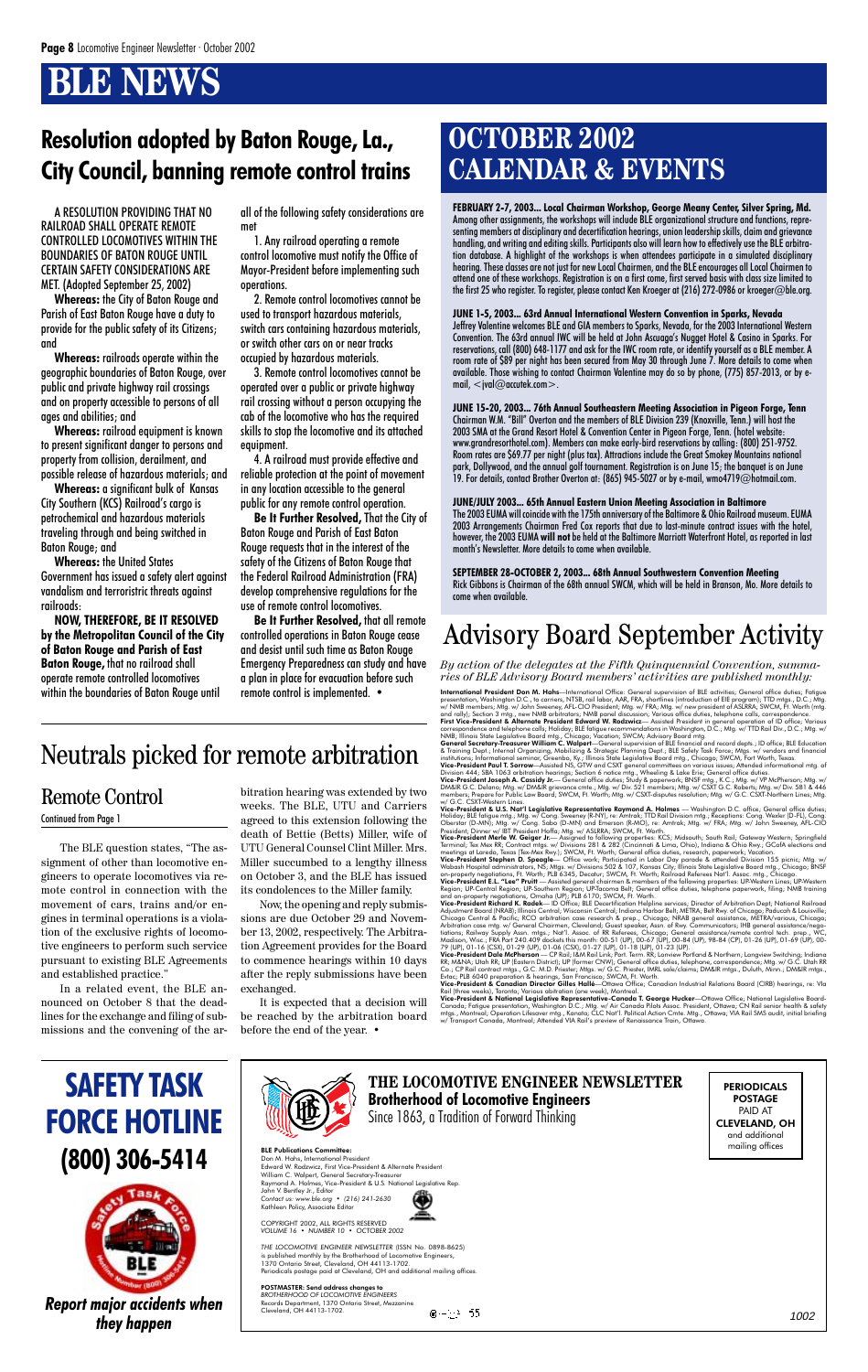# BLE NEWS

## Resolution adopted by Baton Rouge, La., City Council, banning remote control trains

A RESOLUTION PROVIDING THAT NO RAILROAD SHALL OPERATE REMOTE CONTROLLED LOCOMOTIVES WITHIN THE BOUNDARIES OF BATON ROUGE UNTIL CERTAIN SAFETY CONSIDERATIONS ARE MET. (Adopted September 25, 2002)

**Whereas:** the City of Baton Rouge and Parish of East Baton Rouge have a duty to provide for the public safety of its Citizens; and

**Whereas:** railroads operate within the geographic boundaries of Baton Rouge, over public and private highway rail crossings and on property accessible to persons of all ages and abilities; and

**Whereas:** railroad equipment is known to present significant danger to persons and property from collision, derailment, and possible release of hazardous materials; and

**Whereas:** a significant bulk of Kansas City Southern (KCS) Railroad's cargo is petrochemical and hazardous materials traveling through and being switched in Baton Rouge; and

**Whereas:** the United States Government has issued a safety alert against vandalism and terroristic threats against railroads:

**NOW, THEREFORE, BE IT RESOLVED by the Metropolitan Council of the City of Baton Rouge and Parish of East Baton Rouge,** that no railroad shall operate remote controlled locomotives within the boundaries of Baton Rouge until all of the following safety considerations are met

1. Any railroad operating a remote control locomotive must notify the Office of Mayor-President before implementing such operations.

2. Remote control locomotives cannot be used to transport hazardous materials, switch cars containing hazardous materials, or switch other cars on or near tracks occupied by hazardous materials.

3. Remote control locomotives cannot be operated over a public or private highway rail crossing without a person occupying the cab of the locomotive who has the required skills to stop the locomotive and its attached equipment.

4. A railroad must provide effective and reliable protection at the point of movement in any location accessible to the general public for any remote control operation.

**Be It Further Resolved,** That the City of Baton Rouge and Parish of East Baton Rouge requests that in the interest of the safety of the Citizens of Baton Rouge that the Federal Railroad Administration (FRA) develop comprehensive regulations for the use of remote control locomotives.

**Be It Further Resolved,** that all remote controlled operations in Baton Rouge cease and desist until such time as Baton Rouge Emergency Preparedness can study and have a plan in place for evacuation before such remote control is implemented. •

# Neutrals picked for remote arbitration

## Remote Control

Continued from Page 1

The BLE question states, "The assignment of other than locomotive engineers to operate locomotives via remote control in connection with the movement of cars, trains and/or engines in terminal operations is a violation of the exclusive rights of locomotive engineers to perform such service pursuant to existing BLE Agreements and established practice."

In a related event, the BLE announced on October 8 that the deadlines for the exchange and filing of submissions and the convening of the arbitration hearing was extended by two weeks. The BLE, UTU and Carriers agreed to this extension following the death of Bettie (Betts) Miller, wife of UTU General Counsel Clint Miller. Mrs. Miller succumbed to a lengthy illness on October 3, and the BLE has issued its condolences to the Miller family.

Now, the opening and reply submissions are due October 29 and November 13, 2002, respectively. The Arbitration Agreement provides for the Board to commence hearings within 10 days after the reply submissions have been exchanged.

It is expected that a decision will be reached by the arbitration board before the end of the year. •

# OCTOBER 2002 CALENDAR & EVENTS

**FEBRUARY 2-7, 2003... Local Chairman Workshop, George Meany Center, Silver Spring, Md.** Among other assignments, the workshops will include BLE organizational structure and functions, representing members at disciplinary and decertification hearings, union leadership skills, claim and grievance handling, and writing and editing skills. Participants also will learn how to effectively use the BLE arbitration database. A highlight of the workshops is when attendees participate in a simulated disciplinary hearing. These classes are not just for new Local Chairmen, and the BLE encourages all Local Chairmen to attend one of these workshops. Registration is on a first come, first served basis with class size limited to the first 25 who register. To register, please contact Ken Kroeger at (216) 272-0986 or kroeger@ble.org.

**JUNE 1-5, 2003... 63rd Annual International Western Convention in Sparks, Nevada**
Jeffrey Valentine welcomes BLE and GIA members to Sparks, Nevada, for the 2003 International Western Convention. The 63rd annual IWC will be held at John Ascuaga's Nugget Hotel & Casino in Sparks. For reservations, call (800) 648-1177 and ask for the IWC room rate, or identify yourself as a BLE member. A room rate of $89 per night has been secured from May 30 through June 7. More details to come when available. Those wishing to contact Chairman Valentine may do so by phone, (775) 857-2013, or by e-mail, <jval@accutek.com>.

**JUNE 15-20, 2003... 76th Annual Southeastern Meeting Association in Pigeon Forge, Tenn**
Chairman W.M. "Bill" Overton and the members of BLE Division 239 (Knoxville, Tenn.) will host the 2003 SMA at the Grand Resort Hotel & Convention Center in Pigeon Forge, Tenn. (hotel website: www.grandresorthotel.com). Members can make early-bird reservations by calling: (800) 251-9752. Room rates are $69.77 per night (plus tax). Attractions include the Great Smokey Mountains national park, Dollywood, and the annual golf tournament. Registration is on June 15; the banquet is on June 19. For details, contact Brother Overton at: (865) 945-5027 or by e-mail, wmo4719@hotmail.com.

**JUNE/JULY 2003... 65th Annual Eastern Union Meeting Association in Baltimore**
The 2003 EUMA will coincide with the 175th anniversary of the Baltimore & Ohio Railroad museum. EUMA 2003 Arrangements Chairman Fred Cox reports that due to last-minute contract issues with the hotel, however, the 2003 EUMA **will not** be held at the Baltimore Marriott Waterfront Hotel, as reported in last month's Newsletter. More details to come when available.

**SEPTEMBER 28-OCTOBER 2, 2003... 68th Annual Southwestern Convention Meeting**
Rick Gibbons is Chairman of the 68th annual SWCM, which will be held in Branson, Mo. More details to come when available.

# Advisory Board September Activity

*By action of the delegates at the Fifth Quinquennial Convention, summaries of BLE Advisory Board members' activities are published monthly:*

**International President Don M. Hahs**—International Office: General supervision of BLE activities; General office duties; Fatigue presentation, Washington D.C., to carriers, NTSB, rail labor, AAR, FRA, shortlines (introduction of EIE program); TTD mtgs., D.C.; Mtg. w/ NMB members; Mtg. w/ John Sweeney, AFL-CIO President; Mtg. w/ FRA; Mtg. w/ new president of ASLRRA; SWCM, Ft. Worth (mtg. and rally); Section 3 mtg., new NMB arbitrators; NMB panel discussion; Various office duties, telephone calls, correspondence.
**First Vice-President & Alternate President Edward W. Rodzwicz**— Assisted President in general operation of ID office; Various correspondence and telephone calls; Holiday; BLE fatigue recommendations in Washington, D.C.; Mtg. w/ TTD Rail Div., D.C.; Mtg. w/ NMB; Illinois State Legislative Board mtg., Chicago; Vacation; SWCM; Advisory Board mtg.
**General Secretary-Treasurer William C. Walpert**—General supervision of BLE financial and record depts.; ID office; BLE Education & Training Dept.; Internal Organizing, Mobilizing & Strategic Planning Dept.; BLE Safety Task Force; Mtgs. w/ vendors and financial institutions; Informational seminar, Greenbo, Ky.; Illinois State Legislative Board mtg., Chicago; SWCM, Fort Worth, Texas.
**Vice-President Paul T. Sorrow**—Assisted NS, GTW and CSXT general committees on various issues; Attended informational mtg. of Division 444; SBA 1063 arbitration hearings; Section 6 notice mtg., Wheeling & Lake Erie; General office duties.
**Vice-President Joseph A. Cassidy Jr.**— General office duties; Study & paperwork; BNSF mtg., K.C.; Mtg. w/ VP McPherson; Mtg. w/ DM&IR G.C. Delano; Mtg. w/ DM&IR grievance cmte.; Mtg. w/ Div. 521 members; Mtg. w/ CSXT G.C. Roberts; Mtg. w/ Div. 581 & 446 members; Prepare for Public Law Board; SWCM, Ft. Worth; Mtg. w/ CSXT-disputes resolution; Mtg. w/ G.C. CSXT-Northern Lines; Mtg. w/ G.C. CSXT-Western Lines.
**Vice-President & U.S. Nat'l Legislative Representative Raymond A. Holmes** — Washington D.C. office; General office duties; Holiday; BLE fatigue mtg.; Mtg. w/ Cong. Sweeney (R-NY), re: Amtrak; TTD Rail Division mtg.; Receptions: Cong. Wexler (D-FL), Cong. Oberstar (D-MN); Mtg. w/ Cong. Sabo (D-MN) and Emerson (R-MO), re: Amtrak; Mtg. w/ FRA; Mtg. w/ John Sweeney, AFL-CIO President; Dinner w/ IBT President Hoffa; Mtg. w/ ASLRRA; SWCM, Ft. Worth.
**Vice-President Merle W. Geiger Jr.**— Assigned to following properties: KCS; Midsouth; South Rail; Gateway Western; Springfield Terminal; Tex Mex RR; Contract mtgs. w/ Divisions 281 & 282 (Cincinnati & Lima, Ohio), Indiana & Ohio Rwy.; GCofA elections and meetings at Laredo, Texas (Tex-Mex Rwy.); SWCM, Ft. Worth; General office duties, research, paperwork; Vacation.
**Vice-President Stephen D. Speagle**— Office work; Participated in Labor Day parade & attended Division 155 picnic; Mtg. w/ Wabash Hospital administrators, NS; Mtgs. w/ Divisions 502 & 107, Kansas City; Illinois State Legislative Board mtg., Chicago; BNSF on-property negotiations, Ft. Worth; PLB 6345, Decatur; SWCM, Ft. Worth; Railroad Referees Nat'l. Assoc. mtg., Chicago.
**Vice-President E.L. "Lee" Pruitt** — Assisted general chairmen & members of the following properties: UP-Western Lines; UP-Western Region; UP-Central Region; UP-Southern Region; UP-Tacoma Belt; General office duties, telephone paperwork, filing; NMB training and on-property negotiations, Omaha (UP); PLB 6170; SWCM, Ft. Worth.
**Vice-President Richard K. Radek**— ID Office; BLE Decertification Helpline services; Director of Arbitration Dept; National Railroad Adjustment Board (NRAB); Illinois Central; Wisconsin Central; Indiana Harbor Belt; METRA; Belt Rwy. of Chicago; Paducah & Louisville; Chicago Central & Pacific; RCO arbitration case research & prep., Chicago; NRAB general assistance, METRA/various, Chicago; Arbitration case mtg. w/ General Chairmen, Cleveland; Guest speaker, Assn. of Rwy. Communicators; IHB general assistance/negotiations; Railway Supply Assn. mtgs.; Nat'l. Assoc. of RR Referees, Chicago; General assistance/remote control tech. prep., WC, Madison, Wisc.; FRA Part 240.409 dockets this month: 00-51 (UP), 00-67 (UP), 00-84 (UP), 98-84 (CP), 01-26 (UP), 01-69 (UP), 00-79 (UP), 01-16 (CSX), 01-29 (UP), 01-06 (CSX), 01-27 (UP), 01-18 (UP), 01-23 (UP).
**Vice-President Dale McPherson** — CP Rail; I&M Rail Link; Port. Term. RR; Lonview Portland & Northern; Longview Switching; Indiana RR; M&NA; Utah RR; UP (Eastern District); UP (former CNW); General office duties, telephone, correspondence; Mtg. w/ G.C. Utah RR Co.; CP Rail contract mtgs.; G.C. M.D. Priester; Mtg. w/ G.C. Priester, IMRL sale/claims; DM&IR mtgs., Duluth, Minn.; DM&IR mtgs., Evtac, PLB 6040 preparation & hearings, San Francisco; SWCM, Ft. Worth.
**Vice-President & Canadian Director Gilles Hallé**—Ottawa Office; Canadian Industrial Relations Board (CIRB) hearings, re: Via Rail (three weeks), Toronto; Various arbitration (one week), Montreal.
**Vice-President & National Legislative Representative-Canada T. George Hucker**—Ottawa Office; National Legislative Board-Canada; Fatigue presentation, Washington D.C.; Mtg. w/ Air Canada Pilots Assoc. President, Ottawa; CN Rail senior health & safety mtgs., Montreal; Operation Lifesaver mtg., Kanata; CLC Nat'l. Political Action Cmte. Mtg., Ottawa; VIA Rail SMS audit, initial briefing w/ Transport Canada, Montreal; Attended VIA Rail's preview of Renaissance Train, Ottawa.

# SAFETY TASK FORCE HOTLINE (800) 306-5414

*Report major accidents when they happen*

## THE LOCOMOTIVE ENGINEER NEWSLETTER
**Brotherhood of Locomotive Engineers**
Since 1863, a Tradition of Forward Thinking

**BLE Publications Committee:**
Don M. Hahs, International President
Edward W. Rodzwicz, First Vice-President & Alternate President
William C. Walpert, General Secretary-Treasurer
Raymond A. Holmes, Vice-President & U.S. National Legislative Rep.
John V. Bentley Jr., Editor
*Contact us: www.ble.org • (216) 241-2630*
Kathleen Policy, Associate Editor

COPYRIGHT 2002, ALL RIGHTS RESERVED
*VOLUME 16 • NUMBER 10 • OCTOBER 2002*

*THE LOCOMOTIVE ENGINEER NEWSLETTER* (ISSN No. 0898-8625) is published monthly by the Brotherhood of Locomotive Engineers, 1370 Ontario Street, Cleveland, OH 44113-1702. Periodicals postage paid at Cleveland, OH and additional mailing offices.

**POSTMASTER: Send address changes to**
*BROTHERHOOD OF LOCOMOTIVE ENGINEERS*
Records Department, 1370 Ontario Street, Mezzanine
Cleveland, OH 44113-1702.

**PERIODICALS POSTAGE** PAID AT **CLEVELAND, OH** and additional mailing offices

1002